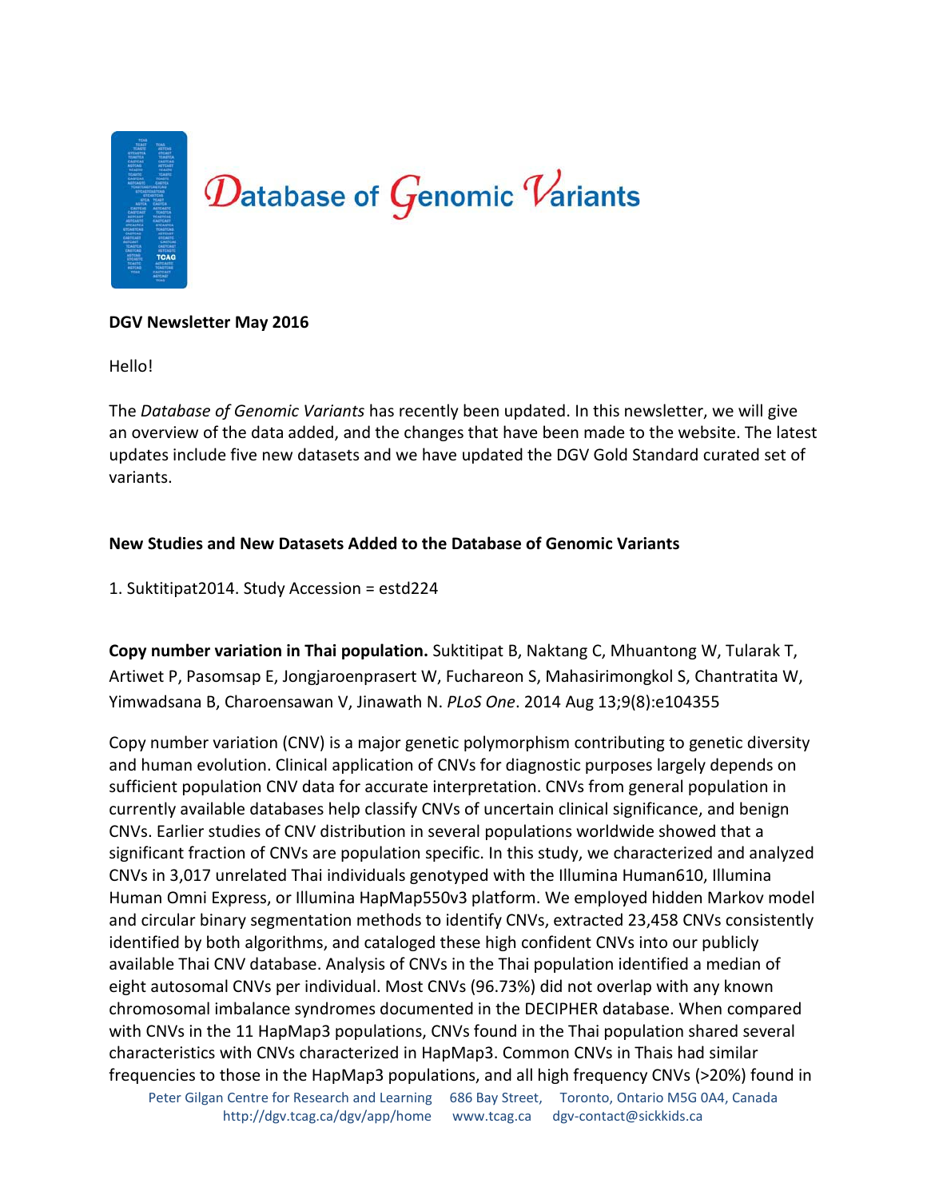# Database of Genomic Variants

**DGV Newsletter May 2016**

Hello!

The *Database of Genomic Variants* has recently been updated. In this newsletter, we will give an overview of the data added, and the changes that have been made to the website. The latest updates include five new datasets and we have updated the DGV Gold Standard curated set of variants.

## New Studies and New Datasets Added to the Database of Genomic Variants

1. Suktitipat2014. Study Accession = estd224

**Copy number variation in Thai population.** Suktitipat B, Naktang C, Mhuantong W, Tularak T, Artiwet P, Pasomsap E, Jongjaroenprasert W, Fuchareon S, Mahasirimongkol S, Chantratita W, Yimwadsana B, Charoensawan V, Jinawath N. *PLoS One*. 2014 Aug 13;9(8):e104355

Copy number variation (CNV) is a major genetic polymorphism contributing to genetic diversity and human evolution. Clinical application of CNVs for diagnostic purposes largely depends on sufficient population CNV data for accurate interpretation. CNVs from general population in currently available databases help classify CNVs of uncertain clinical significance, and benign CNVs. Earlier studies of CNV distribution in several populations worldwide showed that a significant fraction of CNVs are population specific. In this study, we characterized and analyzed CNVs in 3,017 unrelated Thai individuals genotyped with the Illumina Human610, Illumina Human Omni Express, or Illumina HapMap550v3 platform. We employed hidden Markov model and circular binary segmentation methods to identify CNVs, extracted 23,458 CNVs consistently identified by both algorithms, and cataloged these high confident CNVs into our publicly available Thai CNV database. Analysis of CNVs in the Thai population identified a median of eight autosomal CNVs per individual. Most CNVs (96.73%) did not overlap with any known chromosomal imbalance syndromes documented in the DECIPHER database. When compared with CNVs in the 11 HapMap3 populations, CNVs found in the Thai population shared several characteristics with CNVs characterized in HapMap3. Common CNVs in Thais had similar frequencies to those in the HapMap3 populations, and all high frequency CNVs (>20%) found in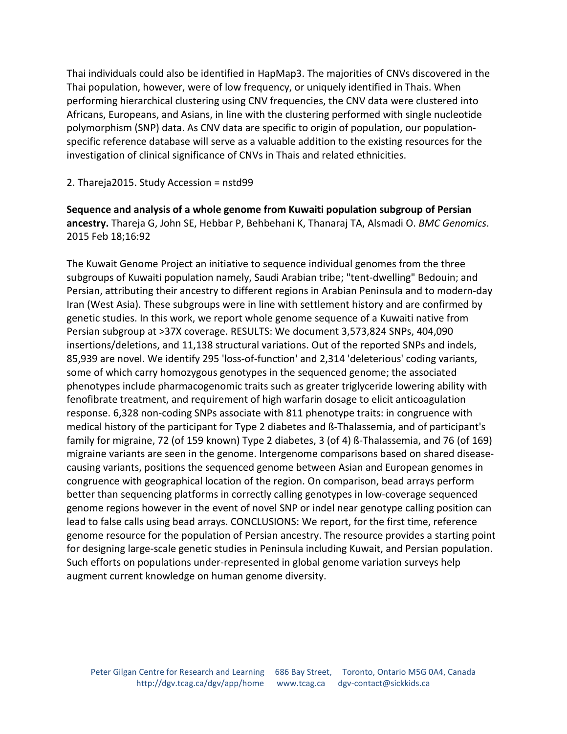Thai individuals could also be identified in HapMap3. The majorities of CNVs discovered in the Thai population, however, were of low frequency, or uniquely identified in Thais. When performing hierarchical clustering using CNV frequencies, the CNV data were clustered into Africans, Europeans, and Asians, in line with the clustering performed with single nucleotide polymorphism (SNP) data. As CNV data are specific to origin of population, our population-specific reference database will serve as a valuable addition to the existing resources for the investigation of clinical significance of CNVs in Thais and related ethnicities.

2. Thareja2015. Study Accession = nstd99

**Sequence and analysis of a whole genome from Kuwaiti population subgroup of Persian ancestry.** Thareja G, John SE, Hebbar P, Behbehani K, Thanaraj TA, Alsmadi O. *BMC Genomics*. 2015 Feb 18;16:92

The Kuwait Genome Project an initiative to sequence individual genomes from the three subgroups of Kuwaiti population namely, Saudi Arabian tribe; "tent-dwelling" Bedouin; and Persian, attributing their ancestry to different regions in Arabian Peninsula and to modern-day Iran (West Asia). These subgroups were in line with settlement history and are confirmed by genetic studies. In this work, we report whole genome sequence of a Kuwaiti native from Persian subgroup at >37X coverage. RESULTS: We document 3,573,824 SNPs, 404,090 insertions/deletions, and 11,138 structural variations. Out of the reported SNPs and indels, 85,939 are novel. We identify 295 'loss-of-function' and 2,314 'deleterious' coding variants, some of which carry homozygous genotypes in the sequenced genome; the associated phenotypes include pharmacogenomic traits such as greater triglyceride lowering ability with fenofibrate treatment, and requirement of high warfarin dosage to elicit anticoagulation response. 6,328 non-coding SNPs associate with 811 phenotype traits: in congruence with medical history of the participant for Type 2 diabetes and ß-Thalassemia, and of participant's family for migraine, 72 (of 159 known) Type 2 diabetes, 3 (of 4) ß-Thalassemia, and 76 (of 169) migraine variants are seen in the genome. Intergenome comparisons based on shared disease-causing variants, positions the sequenced genome between Asian and European genomes in congruence with geographical location of the region. On comparison, bead arrays perform better than sequencing platforms in correctly calling genotypes in low-coverage sequenced genome regions however in the event of novel SNP or indel near genotype calling position can lead to false calls using bead arrays. CONCLUSIONS: We report, for the first time, reference genome resource for the population of Persian ancestry. The resource provides a starting point for designing large-scale genetic studies in Peninsula including Kuwait, and Persian population. Such efforts on populations under-represented in global genome variation surveys help augment current knowledge on human genome diversity.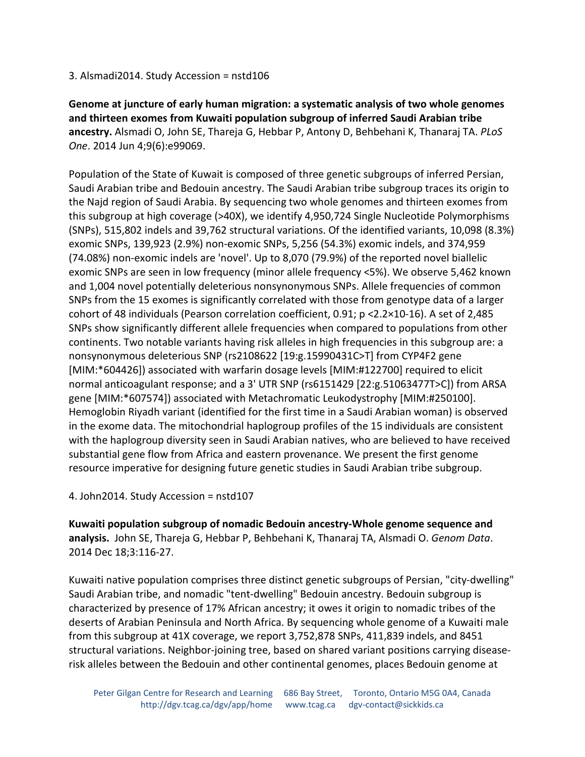3. Alsmadi2014. Study Accession = nstd106

**Genome at juncture of early human migration: a systematic analysis of two whole genomes and thirteen exomes from Kuwaiti population subgroup of inferred Saudi Arabian tribe ancestry.** Alsmadi O, John SE, Thareja G, Hebbar P, Antony D, Behbehani K, Thanaraj TA. *PLoS One*. 2014 Jun 4;9(6):e99069.

Population of the State of Kuwait is composed of three genetic subgroups of inferred Persian, Saudi Arabian tribe and Bedouin ancestry. The Saudi Arabian tribe subgroup traces its origin to the Najd region of Saudi Arabia. By sequencing two whole genomes and thirteen exomes from this subgroup at high coverage (>40X), we identify 4,950,724 Single Nucleotide Polymorphisms (SNPs), 515,802 indels and 39,762 structural variations. Of the identified variants, 10,098 (8.3%) exomic SNPs, 139,923 (2.9%) non-exomic SNPs, 5,256 (54.3%) exomic indels, and 374,959 (74.08%) non-exomic indels are 'novel'. Up to 8,070 (79.9%) of the reported novel biallelic exomic SNPs are seen in low frequency (minor allele frequency <5%). We observe 5,462 known and 1,004 novel potentially deleterious nonsynonymous SNPs. Allele frequencies of common SNPs from the 15 exomes is significantly correlated with those from genotype data of a larger cohort of 48 individuals (Pearson correlation coefficient, 0.91; p <2.2×10-16). A set of 2,485 SNPs show significantly different allele frequencies when compared to populations from other continents. Two notable variants having risk alleles in high frequencies in this subgroup are: a nonsynonymous deleterious SNP (rs2108622 [19:g.15990431C>T] from CYP4F2 gene [MIM:*604426]) associated with warfarin dosage levels [MIM:#122700] required to elicit normal anticoagulant response; and a 3' UTR SNP (rs6151429 [22:g.51063477T>C]) from ARSA gene [MIM:*607574]) associated with Metachromatic Leukodystrophy [MIM:#250100]. Hemoglobin Riyadh variant (identified for the first time in a Saudi Arabian woman) is observed in the exome data. The mitochondrial haplogroup profiles of the 15 individuals are consistent with the haplogroup diversity seen in Saudi Arabian natives, who are believed to have received substantial gene flow from Africa and eastern provenance. We present the first genome resource imperative for designing future genetic studies in Saudi Arabian tribe subgroup.

4. John2014. Study Accession = nstd107

**Kuwaiti population subgroup of nomadic Bedouin ancestry-Whole genome sequence and analysis.** John SE, Thareja G, Hebbar P, Behbehani K, Thanaraj TA, Alsmadi O. *Genom Data*. 2014 Dec 18;3:116-27.

Kuwaiti native population comprises three distinct genetic subgroups of Persian, "city-dwelling" Saudi Arabian tribe, and nomadic "tent-dwelling" Bedouin ancestry. Bedouin subgroup is characterized by presence of 17% African ancestry; it owes it origin to nomadic tribes of the deserts of Arabian Peninsula and North Africa. By sequencing whole genome of a Kuwaiti male from this subgroup at 41X coverage, we report 3,752,878 SNPs, 411,839 indels, and 8451 structural variations. Neighbor-joining tree, based on shared variant positions carrying disease-risk alleles between the Bedouin and other continental genomes, places Bedouin genome at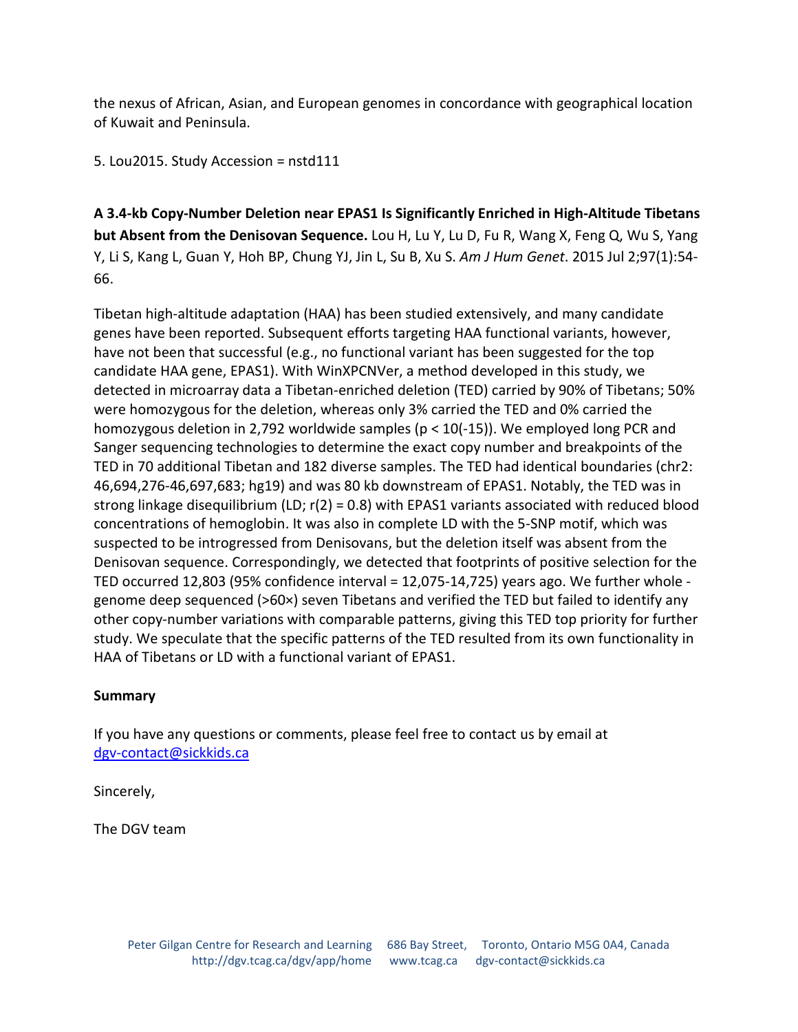the nexus of African, Asian, and European genomes in concordance with geographical location of Kuwait and Peninsula.

5. Lou2015. Study Accession = nstd111

**A 3.4-kb Copy-Number Deletion near EPAS1 Is Significantly Enriched in High-Altitude Tibetans but Absent from the Denisovan Sequence.** Lou H, Lu Y, Lu D, Fu R, Wang X, Feng Q, Wu S, Yang Y, Li S, Kang L, Guan Y, Hoh BP, Chung YJ, Jin L, Su B, Xu S. *Am J Hum Genet*. 2015 Jul 2;97(1):54-66.

Tibetan high-altitude adaptation (HAA) has been studied extensively, and many candidate genes have been reported. Subsequent efforts targeting HAA functional variants, however, have not been that successful (e.g., no functional variant has been suggested for the top candidate HAA gene, EPAS1). With WinXPCNVer, a method developed in this study, we detected in microarray data a Tibetan-enriched deletion (TED) carried by 90% of Tibetans; 50% were homozygous for the deletion, whereas only 3% carried the TED and 0% carried the homozygous deletion in 2,792 worldwide samples (p < 10(-15)). We employed long PCR and Sanger sequencing technologies to determine the exact copy number and breakpoints of the TED in 70 additional Tibetan and 182 diverse samples. The TED had identical boundaries (chr2: 46,694,276-46,697,683; hg19) and was 80 kb downstream of EPAS1. Notably, the TED was in strong linkage disequilibrium (LD; r(2) = 0.8) with EPAS1 variants associated with reduced blood concentrations of hemoglobin. It was also in complete LD with the 5-SNP motif, which was suspected to be introgressed from Denisovans, but the deletion itself was absent from the Denisovan sequence. Correspondingly, we detected that footprints of positive selection for the TED occurred 12,803 (95% confidence interval = 12,075-14,725) years ago. We further whole - genome deep sequenced (>60×) seven Tibetans and verified the TED but failed to identify any other copy-number variations with comparable patterns, giving this TED top priority for further study. We speculate that the specific patterns of the TED resulted from its own functionality in HAA of Tibetans or LD with a functional variant of EPAS1.

**Summary**

If you have any questions or comments, please feel free to contact us by email at dgv-contact@sickkids.ca

Sincerely,

The DGV team

Peter Gilgan Centre for Research and Learning 686 Bay Street, Toronto, Ontario M5G 0A4, Canada
http://dgv.tcag.ca/dgv/app/home www.tcag.ca dgv-contact@sickkids.ca